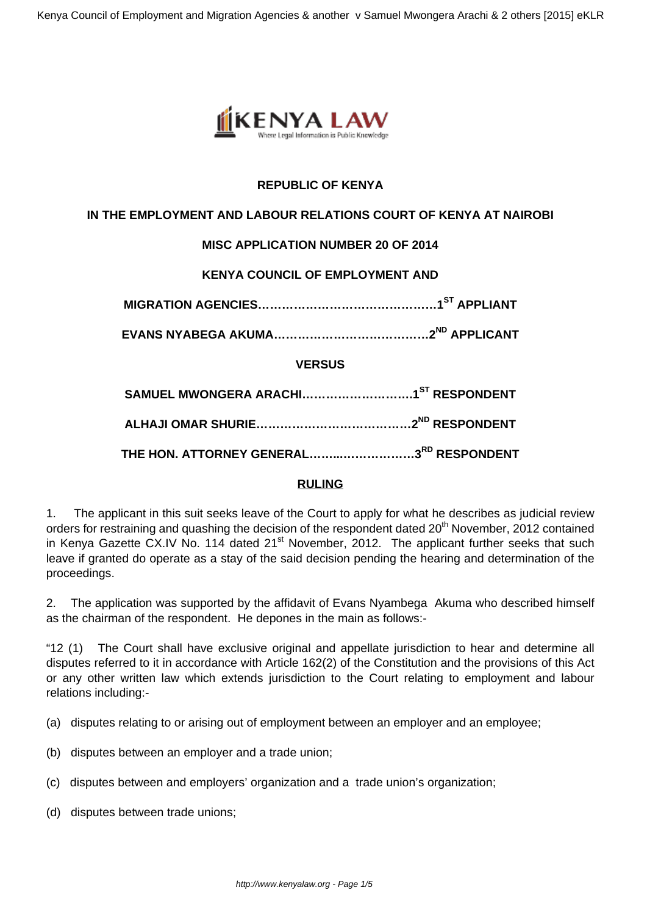**REPUBLIC OF KENYA**

**IN THE EMPLOYMENT AND LABOUR RELATIONS COURT OF KENYA AT NAIROBI**

**MISC APPLICATION NUMBER 20 OF 2014**

**KENYA COUNCIL OF EMPLOYMENT AND**

**MIGRATION AGENCIES……………………………………….1ST APPLIANT**

**EVANS NYABEGA AKUMA……………………………….…2ND APPLICANT**

**VERSUS**

**SAMUEL MWONGERA ARACHI……………………….1ST RESPONDENT**

**ALHAJI OMAR SHURIE……………………………….…2ND RESPONDENT**

**THE HON. ATTORNEY GENERAL……...………………3RD RESPONDENT**

**RULING**

1. The applicant in this suit seeks leave of the Court to apply for what he describes as judicial review orders for restraining and quashing the decision of the respondent dated 20th November, 2012 contained in Kenya Gazette CX.IV No. 114 dated 21st November, 2012. The applicant further seeks that such leave if granted do operate as a stay of the said decision pending the hearing and determination of the proceedings.

2. The application was supported by the affidavit of Evans Nyambega Akuma who described himself as the chairman of the respondent. He depones in the main as follows:-

"12 (1) The Court shall have exclusive original and appellate jurisdiction to hear and determine all disputes referred to it in accordance with Article 162(2) of the Constitution and the provisions of this Act or any other written law which extends jurisdiction to the Court relating to employment and labour relations including:-

(a) disputes relating to or arising out of employment between an employer and an employee;

(b) disputes between an employer and a trade union;

(c) disputes between and employers' organization and a trade union's organization;

(d) disputes between trade unions;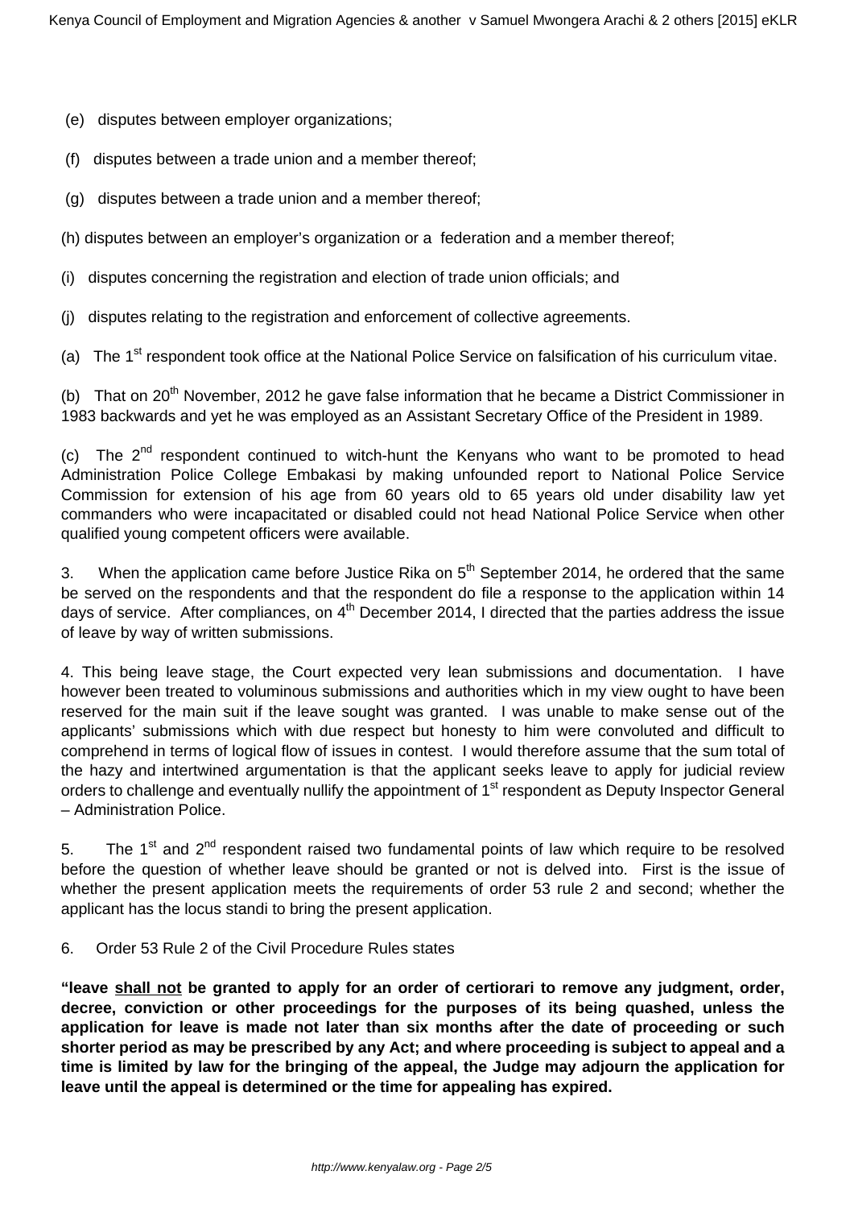(e) disputes between employer organizations;

(f) disputes between a trade union and a member thereof;

(g) disputes between a trade union and a member thereof;

(h) disputes between an employer's organization or a federation and a member thereof;

(i) disputes concerning the registration and election of trade union officials; and

(j) disputes relating to the registration and enforcement of collective agreements.

(a) The 1st respondent took office at the National Police Service on falsification of his curriculum vitae.

(b) That on 20th November, 2012 he gave false information that he became a District Commissioner in 1983 backwards and yet he was employed as an Assistant Secretary Office of the President in 1989.

(c) The 2nd respondent continued to witch-hunt the Kenyans who want to be promoted to head Administration Police College Embakasi by making unfounded report to National Police Service Commission for extension of his age from 60 years old to 65 years old under disability law yet commanders who were incapacitated or disabled could not head National Police Service when other qualified young competent officers were available.

3. When the application came before Justice Rika on 5th September 2014, he ordered that the same be served on the respondents and that the respondent do file a response to the application within 14 days of service. After compliances, on 4th December 2014, I directed that the parties address the issue of leave by way of written submissions.

4. This being leave stage, the Court expected very lean submissions and documentation. I have however been treated to voluminous submissions and authorities which in my view ought to have been reserved for the main suit if the leave sought was granted. I was unable to make sense out of the applicants' submissions which with due respect but honesty to him were convoluted and difficult to comprehend in terms of logical flow of issues in contest. I would therefore assume that the sum total of the hazy and intertwined argumentation is that the applicant seeks leave to apply for judicial review orders to challenge and eventually nullify the appointment of 1st respondent as Deputy Inspector General – Administration Police.

5. The 1st and 2nd respondent raised two fundamental points of law which require to be resolved before the question of whether leave should be granted or not is delved into. First is the issue of whether the present application meets the requirements of order 53 rule 2 and second; whether the applicant has the locus standi to bring the present application.

6. Order 53 Rule 2 of the Civil Procedure Rules states

**"leave shall not be granted to apply for an order of certiorari to remove any judgment, order, decree, conviction or other proceedings for the purposes of its being quashed, unless the application for leave is made not later than six months after the date of proceeding or such shorter period as may be prescribed by any Act; and where proceeding is subject to appeal and a time is limited by law for the bringing of the appeal, the Judge may adjourn the application for leave until the appeal is determined or the time for appealing has expired.**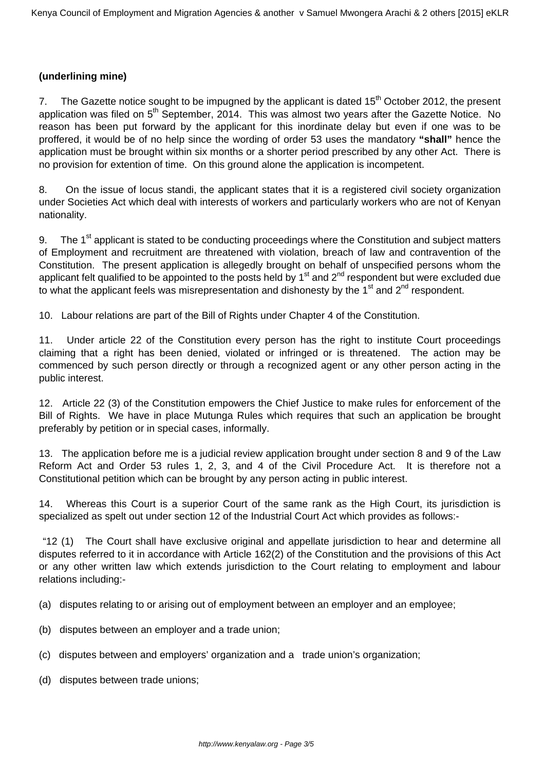**(underlining mine)**

7. The Gazette notice sought to be impugned by the applicant is dated 15th October 2012, the present application was filed on 5th September, 2014. This was almost two years after the Gazette Notice. No reason has been put forward by the applicant for this inordinate delay but even if one was to be proffered, it would be of no help since the wording of order 53 uses the mandatory **"shall"** hence the application must be brought within six months or a shorter period prescribed by any other Act. There is no provision for extention of time. On this ground alone the application is incompetent.

8. On the issue of locus standi, the applicant states that it is a registered civil society organization under Societies Act which deal with interests of workers and particularly workers who are not of Kenyan nationality.

9. The 1st applicant is stated to be conducting proceedings where the Constitution and subject matters of Employment and recruitment are threatened with violation, breach of law and contravention of the Constitution. The present application is allegedly brought on behalf of unspecified persons whom the applicant felt qualified to be appointed to the posts held by 1st and 2nd respondent but were excluded due to what the applicant feels was misrepresentation and dishonesty by the 1st and 2nd respondent.

10. Labour relations are part of the Bill of Rights under Chapter 4 of the Constitution.

11. Under article 22 of the Constitution every person has the right to institute Court proceedings claiming that a right has been denied, violated or infringed or is threatened. The action may be commenced by such person directly or through a recognized agent or any other person acting in the public interest.

12. Article 22 (3) of the Constitution empowers the Chief Justice to make rules for enforcement of the Bill of Rights. We have in place Mutunga Rules which requires that such an application be brought preferably by petition or in special cases, informally.

13. The application before me is a judicial review application brought under section 8 and 9 of the Law Reform Act and Order 53 rules 1, 2, 3, and 4 of the Civil Procedure Act. It is therefore not a Constitutional petition which can be brought by any person acting in public interest.

14. Whereas this Court is a superior Court of the same rank as the High Court, its jurisdiction is specialized as spelt out under section 12 of the Industrial Court Act which provides as follows:-

"12 (1) The Court shall have exclusive original and appellate jurisdiction to hear and determine all disputes referred to it in accordance with Article 162(2) of the Constitution and the provisions of this Act or any other written law which extends jurisdiction to the Court relating to employment and labour relations including:-

(a) disputes relating to or arising out of employment between an employer and an employee;

(b) disputes between an employer and a trade union;

(c) disputes between and employers' organization and a trade union's organization;

(d) disputes between trade unions;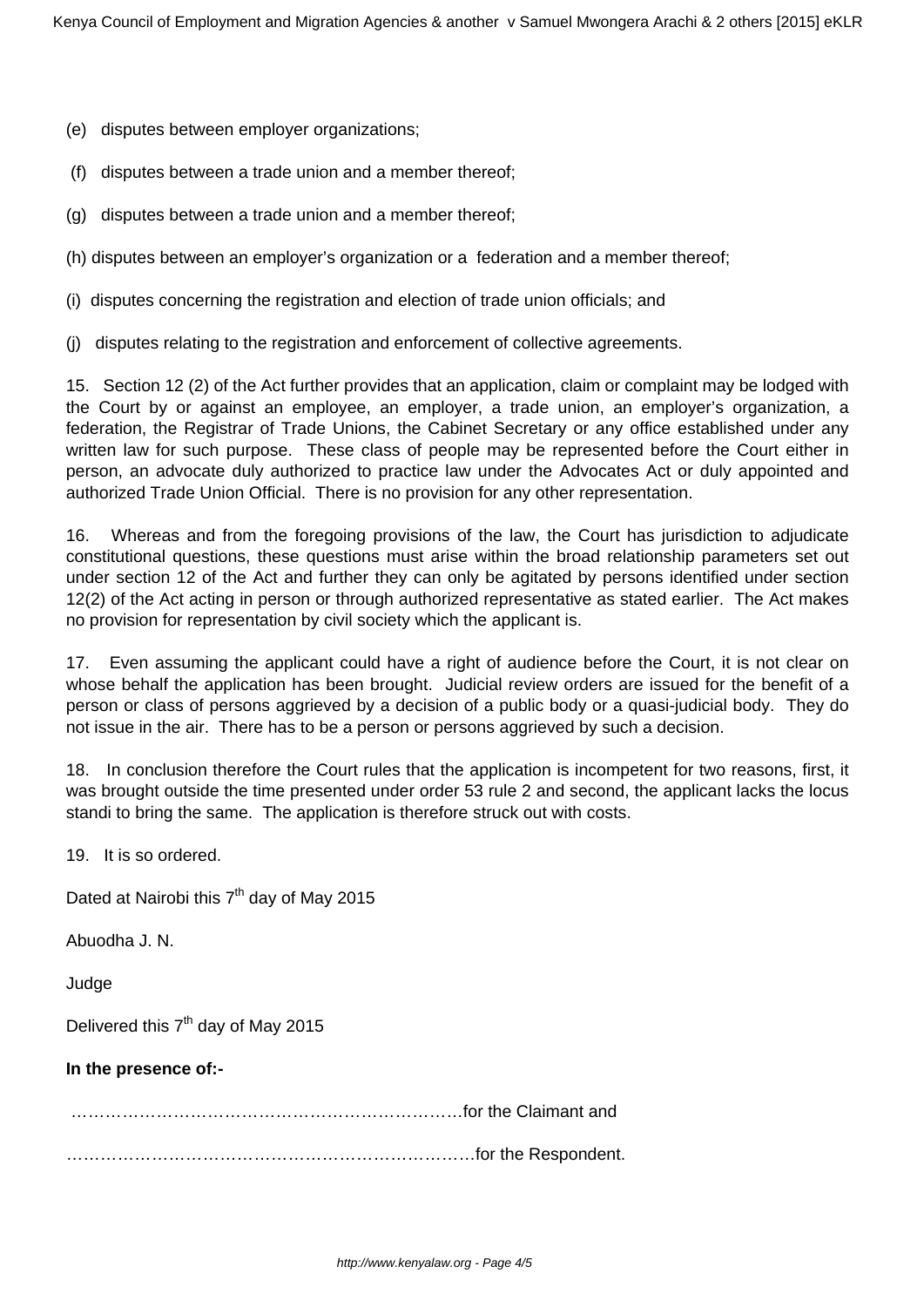(e) disputes between employer organizations;

(f) disputes between a trade union and a member thereof;

(g) disputes between a trade union and a member thereof;

(h) disputes between an employer's organization or a federation and a member thereof;

(i) disputes concerning the registration and election of trade union officials; and

(j) disputes relating to the registration and enforcement of collective agreements.

15. Section 12 (2) of the Act further provides that an application, claim or complaint may be lodged with the Court by or against an employee, an employer, a trade union, an employer's organization, a federation, the Registrar of Trade Unions, the Cabinet Secretary or any office established under any written law for such purpose. These class of people may be represented before the Court either in person, an advocate duly authorized to practice law under the Advocates Act or duly appointed and authorized Trade Union Official. There is no provision for any other representation.

16. Whereas and from the foregoing provisions of the law, the Court has jurisdiction to adjudicate constitutional questions, these questions must arise within the broad relationship parameters set out under section 12 of the Act and further they can only be agitated by persons identified under section 12(2) of the Act acting in person or through authorized representative as stated earlier. The Act makes no provision for representation by civil society which the applicant is.

17. Even assuming the applicant could have a right of audience before the Court, it is not clear on whose behalf the application has been brought. Judicial review orders are issued for the benefit of a person or class of persons aggrieved by a decision of a public body or a quasi-judicial body. They do not issue in the air. There has to be a person or persons aggrieved by such a decision.

18. In conclusion therefore the Court rules that the application is incompetent for two reasons, first, it was brought outside the time presented under order 53 rule 2 and second, the applicant lacks the locus standi to bring the same. The application is therefore struck out with costs.

19. It is so ordered.

Dated at Nairobi this 7th day of May 2015

Abuodha J. N.

Judge

Delivered this 7th day of May 2015

**In the presence of:-**

……………………………………………………………for the Claimant and

………………………………………………………………for the Respondent.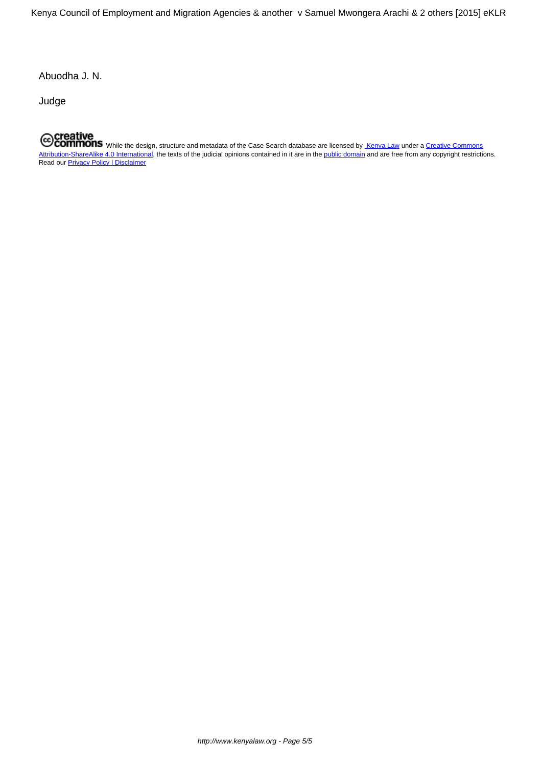Abuodha J. N.

Judge

While the design, structure and metadata of the Case Search database are licensed by Kenya Law under a Creative Commons Attribution-ShareAlike 4.0 International, the texts of the judicial opinions contained in it are in the public domain and are free from any copyright restrictions. Read our Privacy Policy | Disclaimer